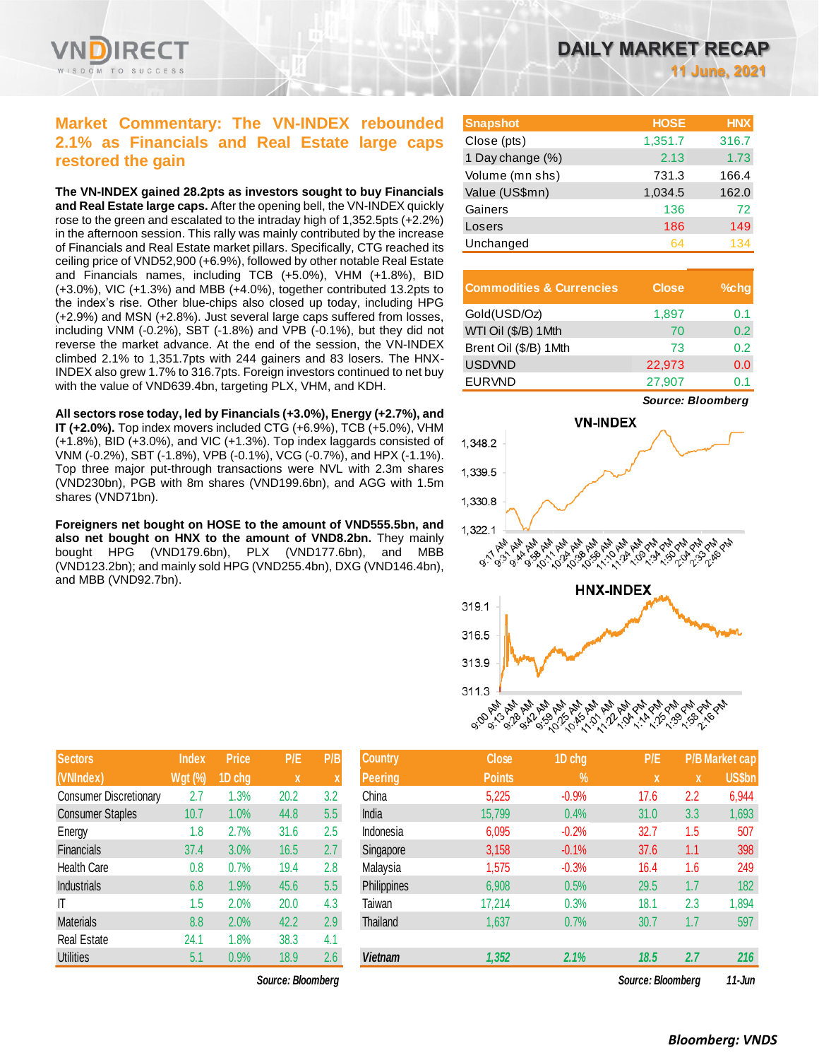# DAILY MARKET RECAP

**11 June, 2021**

## Market Commentary: The VN-INDEX rebounded 2.1% as Financials and Real Estate large caps restored the gain

**The VN-INDEX gained 28.2pts as investors sought to buy Financials and Real Estate large caps.** After the opening bell, the VN-INDEX quickly rose to the green and escalated to the intraday high of 1,352.5pts (+2.2%) in the afternoon session. This rally was mainly contributed by the increase of Financials and Real Estate market pillars. Specifically, CTG reached its ceiling price of VND52,900 (+6.9%), followed by other notable Real Estate and Financials names, including TCB (+5.0%), VHM (+1.8%), BID (+3.0%), VIC (+1.3%) and MBB (+4.0%), together contributed 13.2pts to the index's rise. Other blue-chips also closed up today, including HPG (+2.9%) and MSN (+2.8%). Just several large caps suffered from losses, including VNM (-0.2%), SBT (-1.8%) and VPB (-0.1%), but they did not reverse the market advance. At the end of the session, the VN-INDEX climbed 2.1% to 1,351.7pts with 244 gainers and 83 losers. The HNX-INDEX also grew 1.7% to 316.7pts. Foreign investors continued to net buy with the value of VND639.4bn, targeting PLX, VHM, and KDH.

**All sectors rose today, led by Financials (+3.0%), Energy (+2.7%), and IT (+2.0%).** Top index movers included CTG (+6.9%), TCB (+5.0%), VHM (+1.8%), BID (+3.0%), and VIC (+1.3%). Top index laggards consisted of VNM (-0.2%), SBT (-1.8%), VPB (-0.1%), VCG (-0.7%), and HPX (-1.1%). Top three major put-through transactions were NVL with 2.3m shares (VND230bn), PGB with 8m shares (VND199.6bn), and AGG with 1.5m shares (VND71bn).

**Foreigners net bought on HOSE to the amount of VND555.5bn, and also net bought on HNX to the amount of VND8.2bn.** They mainly bought HPG (VND179.6bn), PLX (VND177.6bn), and MBB (VND123.2bn); and mainly sold HPG (VND255.4bn), DXG (VND146.4bn), and MBB (VND92.7bn).

| Snapshot | HOSE | HNX |
|---|---|---|
| Close (pts) | 1,351.7 | 316.7 |
| 1 Day change (%) | 2.13 | 1.73 |
| Volume (mn shs) | 731.3 | 166.4 |
| Value (US$mn) | 1,034.5 | 162.0 |
| Gainers | 136 | 72 |
| Losers | 186 | 149 |
| Unchanged | 64 | 134 |

| Commodities & Currencies | Close | %chg |
|---|---|---|
| Gold(USD/Oz) | 1,897 | 0.1 |
| WTI Oil ($/B) 1Mth | 70 | 0.2 |
| Brent Oil ($/B) 1Mth | 73 | 0.2 |
| USDVND | 22,973 | 0.0 |
| EURVND | 27,907 | 0.1 |

*Source: Bloomberg*

| Sectors (VNIndex) | Index Wgt (%) | Price 1D chg | P/E x | P/B x |
|---|---|---|---|---|
| Consumer Discretionary | 2.7 | 1.3% | 20.2 | 3.2 |
| Consumer Staples | 10.7 | 1.0% | 44.8 | 5.5 |
| Energy | 1.8 | 2.7% | 31.6 | 2.5 |
| Financials | 37.4 | 3.0% | 16.5 | 2.7 |
| Health Care | 0.8 | 0.7% | 19.4 | 2.8 |
| Industrials | 6.8 | 1.9% | 45.6 | 5.5 |
| IT | 1.5 | 2.0% | 20.0 | 4.3 |
| Materials | 8.8 | 2.0% | 42.2 | 2.9 |
| Real Estate | 24.1 | 1.8% | 38.3 | 4.1 |
| Utilities | 5.1 | 0.9% | 18.9 | 2.6 |

*Source: Bloomberg*

| Country Peering | Close Points | 1D chg % | P/E x | P/B x | Market cap US$bn |
|---|---|---|---|---|---|
| China | 5,225 | -0.9% | 17.6 | 2.2 | 6,944 |
| India | 15,799 | 0.4% | 31.0 | 3.3 | 1,693 |
| Indonesia | 6,095 | -0.2% | 32.7 | 1.5 | 507 |
| Singapore | 3,158 | -0.1% | 37.6 | 1.1 | 398 |
| Malaysia | 1,575 | -0.3% | 16.4 | 1.6 | 249 |
| Philippines | 6,908 | 0.5% | 29.5 | 1.7 | 182 |
| Taiwan | 17,214 | 0.3% | 18.1 | 2.3 | 1,894 |
| Thailand | 1,637 | 0.7% | 30.7 | 1.7 | 597 |
| ***Vietnam*** | ***1,352*** | ***2.1%*** | ***18.5*** | ***2.7*** | ***216*** |

*Source: Bloomberg* *11-Jun*

***Bloomberg: VNDS***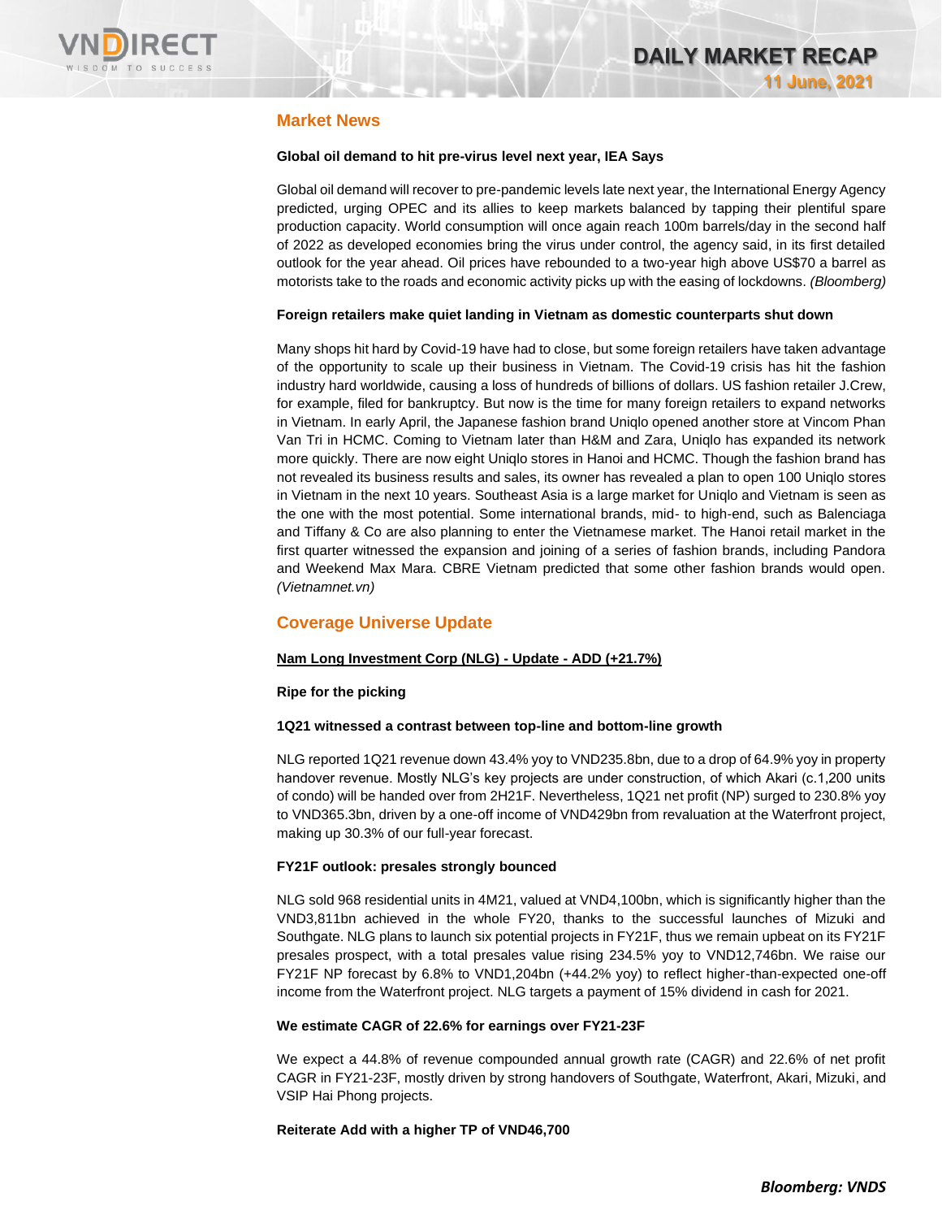## Market News

**Global oil demand to hit pre-virus level next year, IEA Says**

Global oil demand will recover to pre-pandemic levels late next year, the International Energy Agency predicted, urging OPEC and its allies to keep markets balanced by tapping their plentiful spare production capacity. World consumption will once again reach 100m barrels/day in the second half of 2022 as developed economies bring the virus under control, the agency said, in its first detailed outlook for the year ahead. Oil prices have rebounded to a two-year high above US$70 a barrel as motorists take to the roads and economic activity picks up with the easing of lockdowns. *(Bloomberg)*

**Foreign retailers make quiet landing in Vietnam as domestic counterparts shut down**

Many shops hit hard by Covid-19 have had to close, but some foreign retailers have taken advantage of the opportunity to scale up their business in Vietnam. The Covid-19 crisis has hit the fashion industry hard worldwide, causing a loss of hundreds of billions of dollars. US fashion retailer J.Crew, for example, filed for bankruptcy. But now is the time for many foreign retailers to expand networks in Vietnam. In early April, the Japanese fashion brand Uniqlo opened another store at Vincom Phan Van Tri in HCMC. Coming to Vietnam later than H&M and Zara, Uniqlo has expanded its network more quickly. There are now eight Uniqlo stores in Hanoi and HCMC. Though the fashion brand has not revealed its business results and sales, its owner has revealed a plan to open 100 Uniqlo stores in Vietnam in the next 10 years. Southeast Asia is a large market for Uniqlo and Vietnam is seen as the one with the most potential. Some international brands, mid- to high-end, such as Balenciaga and Tiffany & Co are also planning to enter the Vietnamese market. The Hanoi retail market in the first quarter witnessed the expansion and joining of a series of fashion brands, including Pandora and Weekend Max Mara. CBRE Vietnam predicted that some other fashion brands would open. *(Vietnamnet.vn)*

## Coverage Universe Update

**Nam Long Investment Corp (NLG) - Update - ADD (+21.7%)**

**Ripe for the picking**

**1Q21 witnessed a contrast between top-line and bottom-line growth**

NLG reported 1Q21 revenue down 43.4% yoy to VND235.8bn, due to a drop of 64.9% yoy in property handover revenue. Mostly NLG's key projects are under construction, of which Akari (c.1,200 units of condo) will be handed over from 2H21F. Nevertheless, 1Q21 net profit (NP) surged to 230.8% yoy to VND365.3bn, driven by a one-off income of VND429bn from revaluation at the Waterfront project, making up 30.3% of our full-year forecast.

**FY21F outlook: presales strongly bounced**

NLG sold 968 residential units in 4M21, valued at VND4,100bn, which is significantly higher than the VND3,811bn achieved in the whole FY20, thanks to the successful launches of Mizuki and Southgate. NLG plans to launch six potential projects in FY21F, thus we remain upbeat on its FY21F presales prospect, with a total presales value rising 234.5% yoy to VND12,746bn. We raise our FY21F NP forecast by 6.8% to VND1,204bn (+44.2% yoy) to reflect higher-than-expected one-off income from the Waterfront project. NLG targets a payment of 15% dividend in cash for 2021.

**We estimate CAGR of 22.6% for earnings over FY21-23F**

We expect a 44.8% of revenue compounded annual growth rate (CAGR) and 22.6% of net profit CAGR in FY21-23F, mostly driven by strong handovers of Southgate, Waterfront, Akari, Mizuki, and VSIP Hai Phong projects.

**Reiterate Add with a higher TP of VND46,700**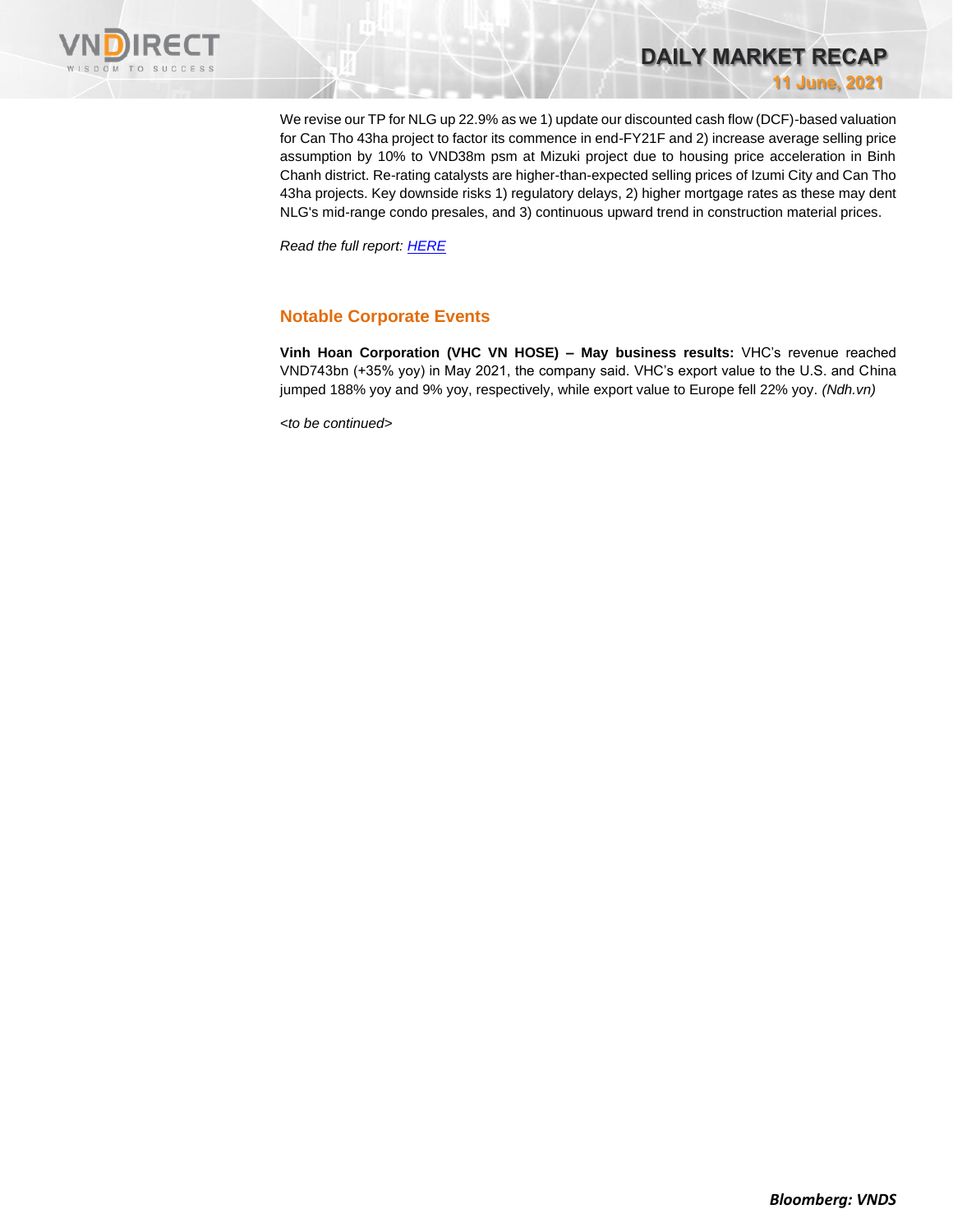We revise our TP for NLG up 22.9% as we 1) update our discounted cash flow (DCF)-based valuation for Can Tho 43ha project to factor its commence in end-FY21F and 2) increase average selling price assumption by 10% to VND38m psm at Mizuki project due to housing price acceleration in Binh Chanh district. Re-rating catalysts are higher-than-expected selling prices of Izumi City and Can Tho 43ha projects. Key downside risks 1) regulatory delays, 2) higher mortgage rates as these may dent NLG's mid-range condo presales, and 3) continuous upward trend in construction material prices.

*Read the full report: HERE*

## Notable Corporate Events

**Vinh Hoan Corporation (VHC VN HOSE) – May business results:** VHC's revenue reached VND743bn (+35% yoy) in May 2021, the company said. VHC's export value to the U.S. and China jumped 188% yoy and 9% yoy, respectively, while export value to Europe fell 22% yoy. *(Ndh.vn)*

*<to be continued>*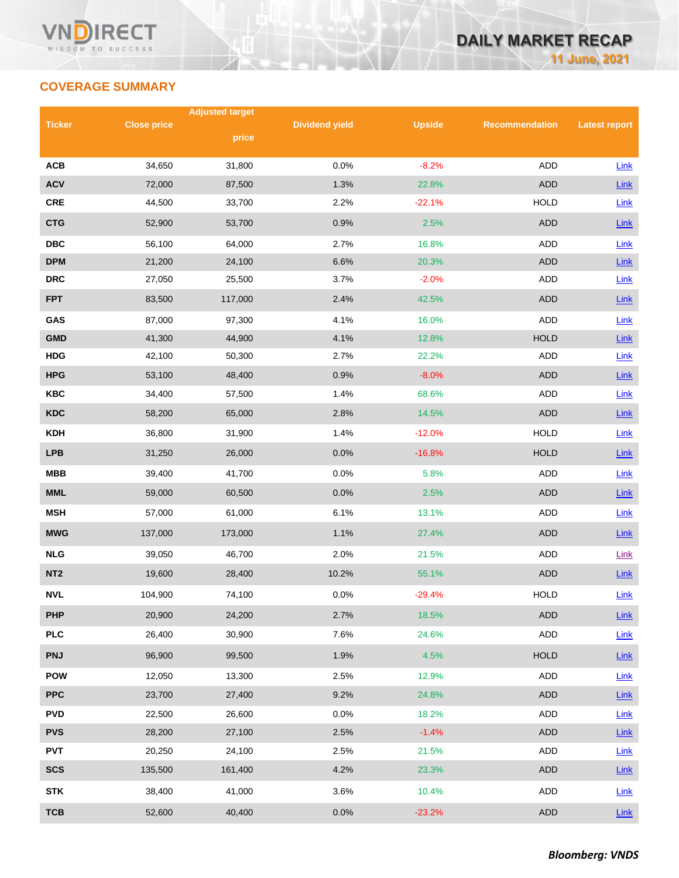# DAILY MARKET RECAP

11 June, 2021

## COVERAGE SUMMARY

| Ticker | Close price | Adjusted target price | Dividend yield | Upside | Recommendation | Latest report |
|---|---|---|---|---|---|---|
| ACB | 34,650 | 31,800 | 0.0% | -8.2% | ADD | Link |
| ACV | 72,000 | 87,500 | 1.3% | 22.8% | ADD | Link |
| CRE | 44,500 | 33,700 | 2.2% | -22.1% | HOLD | Link |
| CTG | 52,900 | 53,700 | 0.9% | 2.5% | ADD | Link |
| DBC | 56,100 | 64,000 | 2.7% | 16.8% | ADD | Link |
| DPM | 21,200 | 24,100 | 6.6% | 20.3% | ADD | Link |
| DRC | 27,050 | 25,500 | 3.7% | -2.0% | ADD | Link |
| FPT | 83,500 | 117,000 | 2.4% | 42.5% | ADD | Link |
| GAS | 87,000 | 97,300 | 4.1% | 16.0% | ADD | Link |
| GMD | 41,300 | 44,900 | 4.1% | 12.8% | HOLD | Link |
| HDG | 42,100 | 50,300 | 2.7% | 22.2% | ADD | Link |
| HPG | 53,100 | 48,400 | 0.9% | -8.0% | ADD | Link |
| KBC | 34,400 | 57,500 | 1.4% | 68.6% | ADD | Link |
| KDC | 58,200 | 65,000 | 2.8% | 14.5% | ADD | Link |
| KDH | 36,800 | 31,900 | 1.4% | -12.0% | HOLD | Link |
| LPB | 31,250 | 26,000 | 0.0% | -16.8% | HOLD | Link |
| MBB | 39,400 | 41,700 | 0.0% | 5.8% | ADD | Link |
| MML | 59,000 | 60,500 | 0.0% | 2.5% | ADD | Link |
| MSH | 57,000 | 61,000 | 6.1% | 13.1% | ADD | Link |
| MWG | 137,000 | 173,000 | 1.1% | 27.4% | ADD | Link |
| NLG | 39,050 | 46,700 | 2.0% | 21.5% | ADD | Link |
| NT2 | 19,600 | 28,400 | 10.2% | 55.1% | ADD | Link |
| NVL | 104,900 | 74,100 | 0.0% | -29.4% | HOLD | Link |
| PHP | 20,900 | 24,200 | 2.7% | 18.5% | ADD | Link |
| PLC | 26,400 | 30,900 | 7.6% | 24.6% | ADD | Link |
| PNJ | 96,900 | 99,500 | 1.9% | 4.5% | HOLD | Link |
| POW | 12,050 | 13,300 | 2.5% | 12.9% | ADD | Link |
| PPC | 23,700 | 27,400 | 9.2% | 24.8% | ADD | Link |
| PVD | 22,500 | 26,600 | 0.0% | 18.2% | ADD | Link |
| PVS | 28,200 | 27,100 | 2.5% | -1.4% | ADD | Link |
| PVT | 20,250 | 24,100 | 2.5% | 21.5% | ADD | Link |
| SCS | 135,500 | 161,400 | 4.2% | 23.3% | ADD | Link |
| STK | 38,400 | 41,000 | 3.6% | 10.4% | ADD | Link |
| TCB | 52,600 | 40,400 | 0.0% | -23.2% | ADD | Link |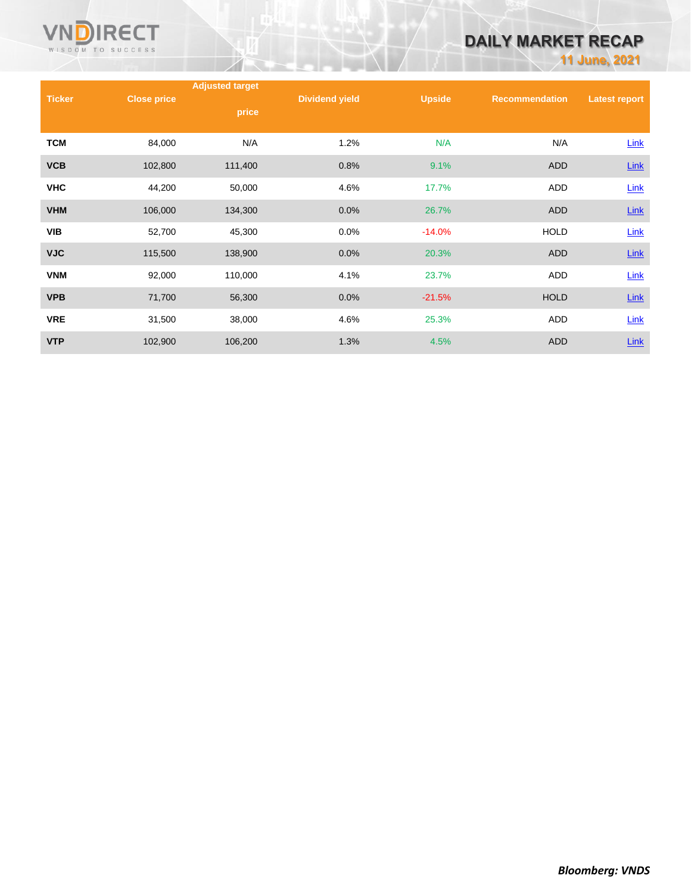| Ticker | Close price | Adjusted target price | Dividend yield | Upside | Recommendation | Latest report |
|---|---|---|---|---|---|---|
| TCM | 84,000 | N/A | 1.2% | N/A | N/A | Link |
| VCB | 102,800 | 111,400 | 0.8% | 9.1% | ADD | Link |
| VHC | 44,200 | 50,000 | 4.6% | 17.7% | ADD | Link |
| VHM | 106,000 | 134,300 | 0.0% | 26.7% | ADD | Link |
| VIB | 52,700 | 45,300 | 0.0% | -14.0% | HOLD | Link |
| VJC | 115,500 | 138,900 | 0.0% | 20.3% | ADD | Link |
| VNM | 92,000 | 110,000 | 4.1% | 23.7% | ADD | Link |
| VPB | 71,700 | 56,300 | 0.0% | -21.5% | HOLD | Link |
| VRE | 31,500 | 38,000 | 4.6% | 25.3% | ADD | Link |
| VTP | 102,900 | 106,200 | 1.3% | 4.5% | ADD | Link |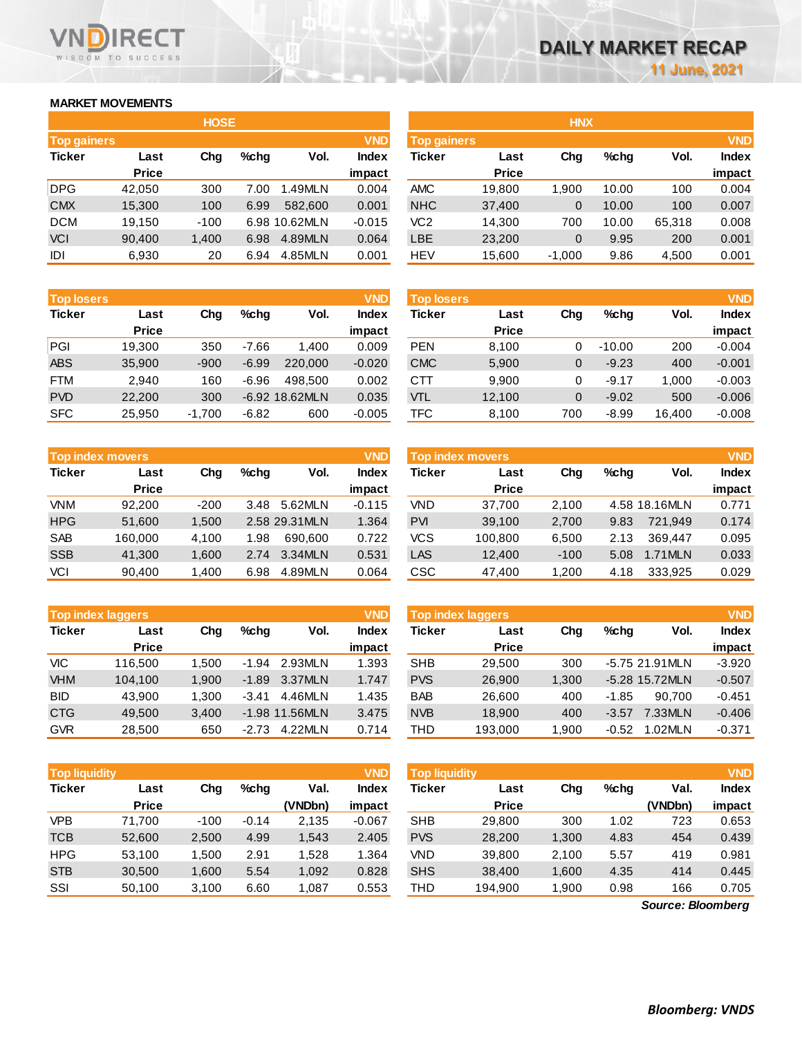# DAILY MARKET RECAP

11 June, 2021

## MARKET MOVEMENTS

### HOSE

| Top gainers | | | | | VND |
|---|---|---|---|---|---|
| Ticker | Last Price | Chg | %chg | Vol. | Index impact |
| DPG | 42,050 | 300 | 7.00 | 1.49MLN | 0.004 |
| CMX | 15,300 | 100 | 6.99 | 582,600 | 0.001 |
| DCM | 19,150 | -100 | 6.98 | 10.62MLN | -0.015 |
| VCI | 90,400 | 1,400 | 6.98 | 4.89MLN | 0.064 |
| IDI | 6,930 | 20 | 6.94 | 4.85MLN | 0.001 |

| Top losers | | | | | VND |
|---|---|---|---|---|---|
| Ticker | Last Price | Chg | %chg | Vol. | Index impact |
| PGI | 19,300 | 350 | -7.66 | 1,400 | 0.009 |
| ABS | 35,900 | -900 | -6.99 | 220,000 | -0.020 |
| FTM | 2,940 | 160 | -6.96 | 498,500 | 0.002 |
| PVD | 22,200 | 300 | -6.92 | 18.62MLN | 0.035 |
| SFC | 25,950 | -1,700 | -6.82 | 600 | -0.005 |

| Top index movers | | | | | VND |
|---|---|---|---|---|---|
| Ticker | Last Price | Chg | %chg | Vol. | Index impact |
| VNM | 92,200 | -200 | 3.48 | 5.62MLN | -0.115 |
| HPG | 51,600 | 1,500 | 2.58 | 29.31MLN | 1.364 |
| SAB | 160,000 | 4,100 | 1.98 | 690,600 | 0.722 |
| SSB | 41,300 | 1,600 | 2.74 | 3.34MLN | 0.531 |
| VCI | 90,400 | 1,400 | 6.98 | 4.89MLN | 0.064 |

| Top index laggers | | | | | VND |
|---|---|---|---|---|---|
| Ticker | Last Price | Chg | %chg | Vol. | Index impact |
| VIC | 116,500 | 1,500 | -1.94 | 2.93MLN | 1.393 |
| VHM | 104,100 | 1,900 | -1.89 | 3.37MLN | 1.747 |
| BID | 43,900 | 1,300 | -3.41 | 4.46MLN | 1.435 |
| CTG | 49,500 | 3,400 | -1.98 | 11.56MLN | 3.475 |
| GVR | 28,500 | 650 | -2.73 | 4.22MLN | 0.714 |

| Top liquidity | | | | | VND |
|---|---|---|---|---|---|
| Ticker | Last Price | Chg | %chg | Val. (VNDbn) | Index impact |
| VPB | 71,700 | -100 | -0.14 | 2,135 | -0.067 |
| TCB | 52,600 | 2,500 | 4.99 | 1,543 | 2.405 |
| HPG | 53,100 | 1,500 | 2.91 | 1,528 | 1.364 |
| STB | 30,500 | 1,600 | 5.54 | 1,092 | 0.828 |
| SSI | 50,100 | 3,100 | 6.60 | 1,087 | 0.553 |

### HNX

| Top gainers | | | | | VND |
|---|---|---|---|---|---|
| Ticker | Last Price | Chg | %chg | Vol. | Index impact |
| AMC | 19,800 | 1,900 | 10.00 | 100 | 0.004 |
| NHC | 37,400 | 0 | 10.00 | 100 | 0.007 |
| VC2 | 14,300 | 700 | 10.00 | 65,318 | 0.008 |
| LBE | 23,200 | 0 | 9.95 | 200 | 0.001 |
| HEV | 15,600 | -1,000 | 9.86 | 4,500 | 0.001 |

| Top losers | | | | | VND |
|---|---|---|---|---|---|
| Ticker | Last Price | Chg | %chg | Vol. | Index impact |
| PEN | 8,100 | 0 | -10.00 | 200 | -0.004 |
| CMC | 5,900 | 0 | -9.23 | 400 | -0.001 |
| CTT | 9,900 | 0 | -9.17 | 1,000 | -0.003 |
| VTL | 12,100 | 0 | -9.02 | 500 | -0.006 |
| TFC | 8,100 | 700 | -8.99 | 16,400 | -0.008 |

| Top index movers | | | | | VND |
|---|---|---|---|---|---|
| Ticker | Last Price | Chg | %chg | Vol. | Index impact |
| VND | 37,700 | 2,100 | 4.58 | 18.16MLN | 0.771 |
| PVI | 39,100 | 2,700 | 9.83 | 721,949 | 0.174 |
| VCS | 100,800 | 6,500 | 2.13 | 369,447 | 0.095 |
| LAS | 12,400 | -100 | 5.08 | 1.71MLN | 0.033 |
| CSC | 47,400 | 1,200 | 4.18 | 333,925 | 0.029 |

| Top index laggers | | | | | VND |
|---|---|---|---|---|---|
| Ticker | Last Price | Chg | %chg | Vol. | Index impact |
| SHB | 29,500 | 300 | -5.75 | 21.91MLN | -3.920 |
| PVS | 26,900 | 1,300 | -5.28 | 15.72MLN | -0.507 |
| BAB | 26,600 | 400 | -1.85 | 90,700 | -0.451 |
| NVB | 18,900 | 400 | -3.57 | 7.33MLN | -0.406 |
| THD | 193,000 | 1,900 | -0.52 | 1.02MLN | -0.371 |

| Top liquidity | | | | | VND |
|---|---|---|---|---|---|
| Ticker | Last Price | Chg | %chg | Val. (VNDbn) | Index impact |
| SHB | 29,800 | 300 | 1.02 | 723 | 0.653 |
| PVS | 28,200 | 1,300 | 4.83 | 454 | 0.439 |
| VND | 39,800 | 2,100 | 5.57 | 419 | 0.981 |
| SHS | 38,400 | 1,600 | 4.35 | 414 | 0.445 |
| THD | 194,900 | 1,900 | 0.98 | 166 | 0.705 |

*Source: Bloomberg*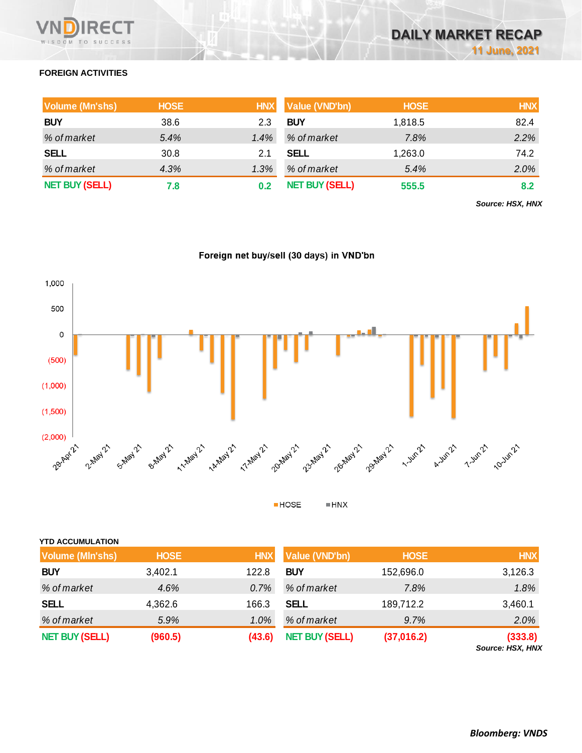## FOREIGN ACTIVITIES

| Volume (Mn'shs) | HOSE | HNX |
|---|---|---|
| **BUY** | 38.6 | 2.3 |
| *% of market* | *5.4%* | *1.4%* |
| **SELL** | 30.8 | 2.1 |
| *% of market* | *4.3%* | *1.3%* |
| **NET BUY (SELL)** | **7.8** | **0.2** |

| Value (VND'bn) | HOSE | HNX |
|---|---|---|
| **BUY** | 1,818.5 | 82.4 |
| *% of market* | *7.8%* | *2.2%* |
| **SELL** | 1,263.0 | 74.2 |
| *% of market* | *5.4%* | *2.0%* |
| **NET BUY (SELL)** | **555.5** | **8.2** |

***Source: HSX, HNX***

**Foreign net buy/sell (30 days) in VND'bn**

### YTD ACCUMULATION

| Volume (Mln'shs) | HOSE | HNX |
|---|---|---|
| **BUY** | 3,402.1 | 122.8 |
| *% of market* | *4.6%* | *0.7%* |
| **SELL** | 4,362.6 | 166.3 |
| *% of market* | *5.9%* | *1.0%* |
| **NET BUY (SELL)** | **(960.5)** | **(43.6)** |

| Value (VND'bn) | HOSE | HNX |
|---|---|---|
| **BUY** | 152,696.0 | 3,126.3 |
| *% of market* | *7.8%* | *1.8%* |
| **SELL** | 189,712.2 | 3,460.1 |
| *% of market* | *9.7%* | *2.0%* |
| **NET BUY (SELL)** | **(37,016.2)** | **(333.8)** |

***Source: HSX, HNX***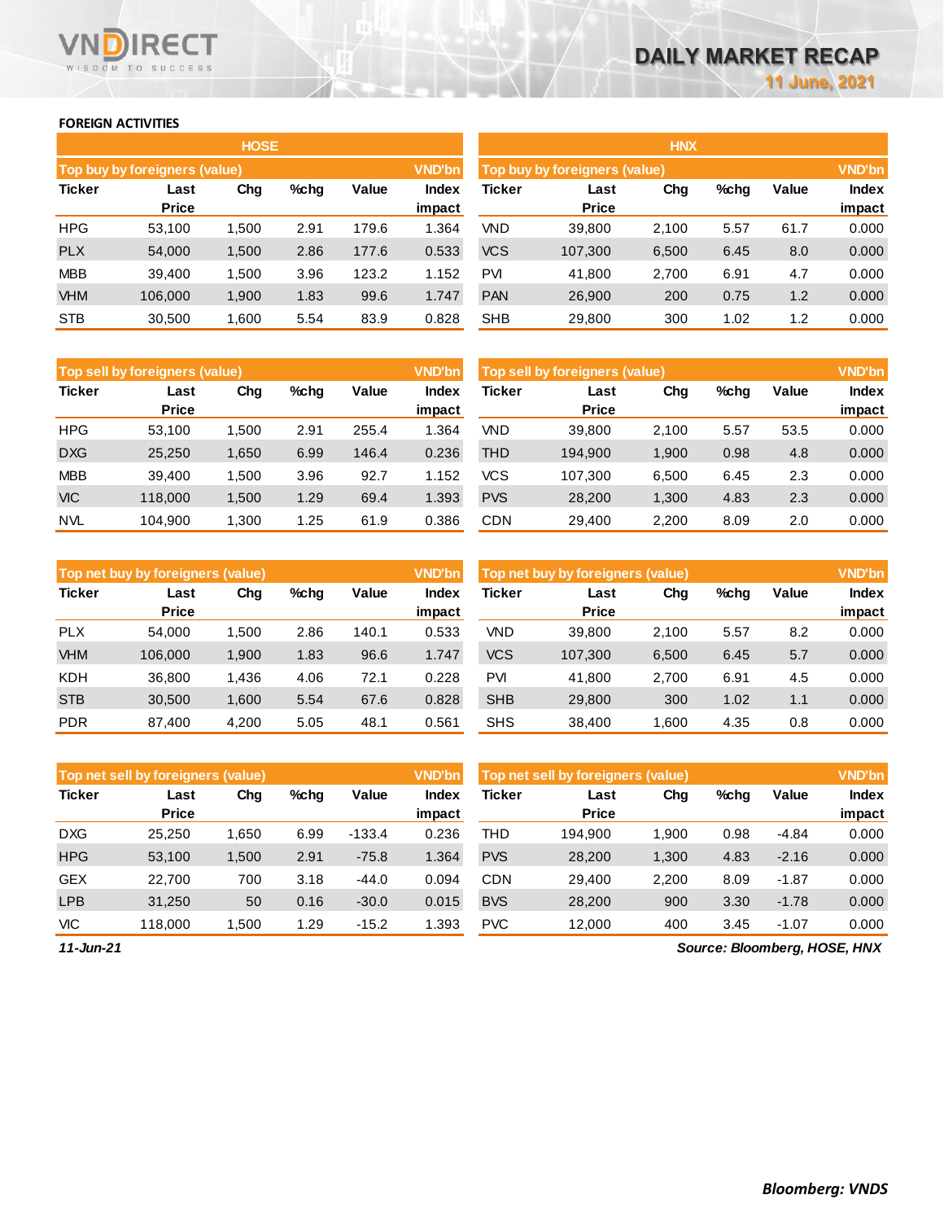## FOREIGN ACTIVITIES

### HOSE

| Top buy by foreigners (value) | | | | | VND'bn |
|---|---|---|---|---|---|
| Ticker | Last Price | Chg | %chg | Value | Index impact |
| HPG | 53,100 | 1,500 | 2.91 | 179.6 | 1.364 |
| PLX | 54,000 | 1,500 | 2.86 | 177.6 | 0.533 |
| MBB | 39,400 | 1,500 | 3.96 | 123.2 | 1.152 |
| VHM | 106,000 | 1,900 | 1.83 | 99.6 | 1.747 |
| STB | 30,500 | 1,600 | 5.54 | 83.9 | 0.828 |

| Top sell by foreigners (value) | | | | | VND'bn |
|---|---|---|---|---|---|
| Ticker | Last Price | Chg | %chg | Value | Index impact |
| HPG | 53,100 | 1,500 | 2.91 | 255.4 | 1.364 |
| DXG | 25,250 | 1,650 | 6.99 | 146.4 | 0.236 |
| MBB | 39,400 | 1,500 | 3.96 | 92.7 | 1.152 |
| VIC | 118,000 | 1,500 | 1.29 | 69.4 | 1.393 |
| NVL | 104,900 | 1,300 | 1.25 | 61.9 | 0.386 |

| Top net buy by foreigners (value) | | | | | VND'bn |
|---|---|---|---|---|---|
| Ticker | Last Price | Chg | %chg | Value | Index impact |
| PLX | 54,000 | 1,500 | 2.86 | 140.1 | 0.533 |
| VHM | 106,000 | 1,900 | 1.83 | 96.6 | 1.747 |
| KDH | 36,800 | 1,436 | 4.06 | 72.1 | 0.228 |
| STB | 30,500 | 1,600 | 5.54 | 67.6 | 0.828 |
| PDR | 87,400 | 4,200 | 5.05 | 48.1 | 0.561 |

| Top net sell by foreigners (value) | | | | | VND'bn |
|---|---|---|---|---|---|
| Ticker | Last Price | Chg | %chg | Value | Index impact |
| DXG | 25,250 | 1,650 | 6.99 | -133.4 | 0.236 |
| HPG | 53,100 | 1,500 | 2.91 | -75.8 | 1.364 |
| GEX | 22,700 | 700 | 3.18 | -44.0 | 0.094 |
| LPB | 31,250 | 50 | 0.16 | -30.0 | 0.015 |
| VIC | 118,000 | 1,500 | 1.29 | -15.2 | 1.393 |

### HNX

| Top buy by foreigners (value) | | | | | VND'bn |
|---|---|---|---|---|---|
| Ticker | Last Price | Chg | %chg | Value | Index impact |
| VND | 39,800 | 2,100 | 5.57 | 61.7 | 0.000 |
| VCS | 107,300 | 6,500 | 6.45 | 8.0 | 0.000 |
| PVI | 41,800 | 2,700 | 6.91 | 4.7 | 0.000 |
| PAN | 26,900 | 200 | 0.75 | 1.2 | 0.000 |
| SHB | 29,800 | 300 | 1.02 | 1.2 | 0.000 |

| Top sell by foreigners (value) | | | | | VND'bn |
|---|---|---|---|---|---|
| Ticker | Last Price | Chg | %chg | Value | Index impact |
| VND | 39,800 | 2,100 | 5.57 | 53.5 | 0.000 |
| THD | 194,900 | 1,900 | 0.98 | 4.8 | 0.000 |
| VCS | 107,300 | 6,500 | 6.45 | 2.3 | 0.000 |
| PVS | 28,200 | 1,300 | 4.83 | 2.3 | 0.000 |
| CDN | 29,400 | 2,200 | 8.09 | 2.0 | 0.000 |

| Top net buy by foreigners (value) | | | | | VND'bn |
|---|---|---|---|---|---|
| Ticker | Last Price | Chg | %chg | Value | Index impact |
| VND | 39,800 | 2,100 | 5.57 | 8.2 | 0.000 |
| VCS | 107,300 | 6,500 | 6.45 | 5.7 | 0.000 |
| PVI | 41,800 | 2,700 | 6.91 | 4.5 | 0.000 |
| SHB | 29,800 | 300 | 1.02 | 1.1 | 0.000 |
| SHS | 38,400 | 1,600 | 4.35 | 0.8 | 0.000 |

| Top net sell by foreigners (value) | | | | | VND'bn |
|---|---|---|---|---|---|
| Ticker | Last Price | Chg | %chg | Value | Index impact |
| THD | 194,900 | 1,900 | 0.98 | -4.84 | 0.000 |
| PVS | 28,200 | 1,300 | 4.83 | -2.16 | 0.000 |
| CDN | 29,400 | 2,200 | 8.09 | -1.87 | 0.000 |
| BVS | 28,200 | 900 | 3.30 | -1.78 | 0.000 |
| PVC | 12,000 | 400 | 3.45 | -1.07 | 0.000 |

*11-Jun-21*

*Source: Bloomberg, HOSE, HNX*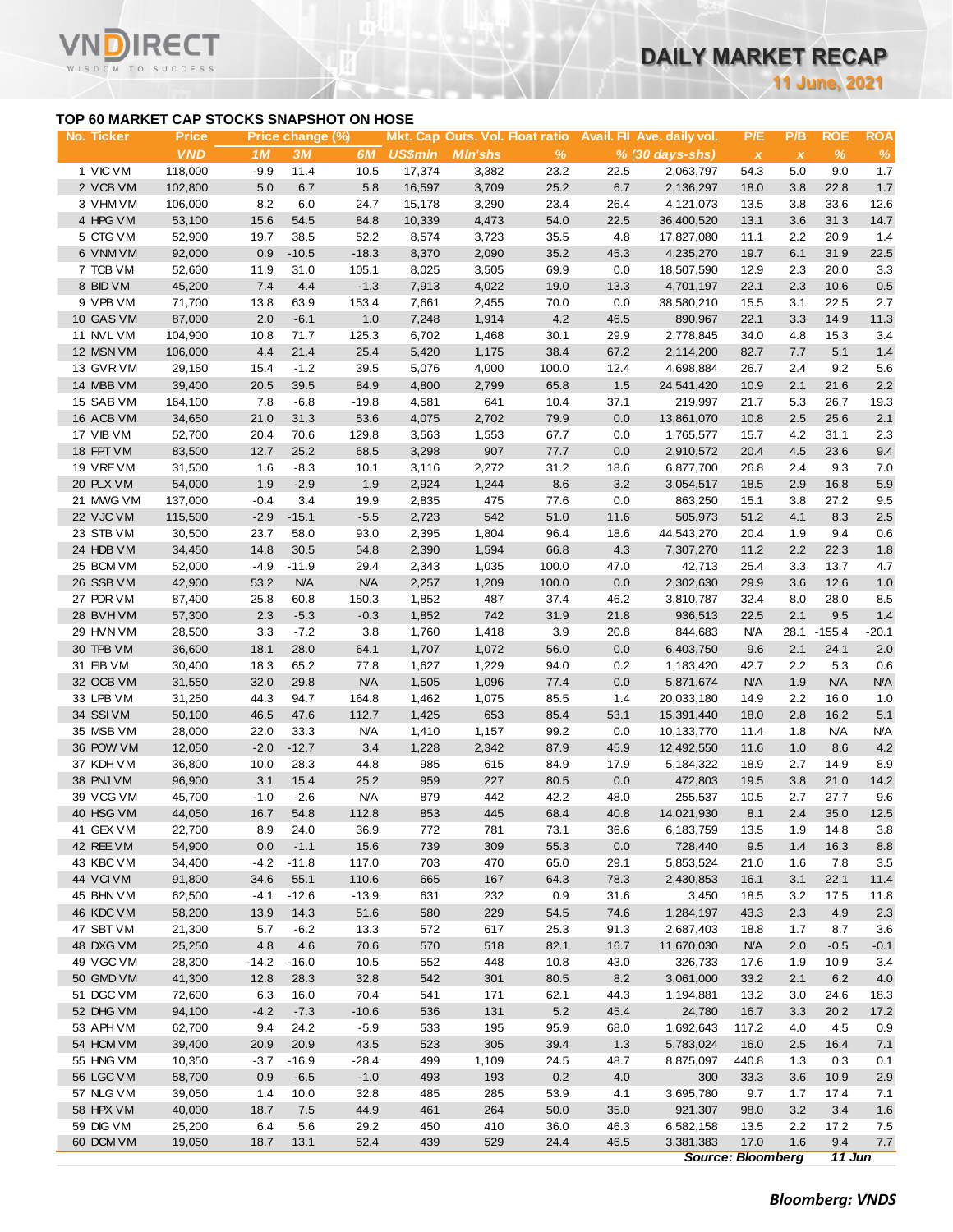## TOP 60 MARKET CAP STOCKS SNAPSHOT ON HOSE

| No. | Ticker | Price | Price change (%) | | | Mkt. Cap | Outs. Vol. | Float ratio | Avail. FII | Ave. daily vol. | P/E | P/B | ROE | ROA |
|---|---|---|---|---|---|---|---|---|---|---|---|---|---|---|
| | | VND | 1M | 3M | 6M | US$mln | Mln'shs | % | % | (30 days-shs) | x | x | % | % |
| 1 | VIC VM | 118,000 | -9.9 | 11.4 | 10.5 | 17,374 | 3,382 | 23.2 | 22.5 | 2,063,797 | 54.3 | 5.0 | 9.0 | 1.7 |
| 2 | VCB VM | 102,800 | 5.0 | 6.7 | 5.8 | 16,597 | 3,709 | 25.2 | 6.7 | 2,136,297 | 18.0 | 3.8 | 22.8 | 1.7 |
| 3 | VHM VM | 106,000 | 8.2 | 6.0 | 24.7 | 15,178 | 3,290 | 23.4 | 26.4 | 4,121,073 | 13.5 | 3.8 | 33.6 | 12.6 |
| 4 | HPG VM | 53,100 | 15.6 | 54.5 | 84.8 | 10,339 | 4,473 | 54.0 | 22.5 | 36,400,520 | 13.1 | 3.6 | 31.3 | 14.7 |
| 5 | CTG VM | 52,900 | 19.7 | 38.5 | 52.2 | 8,574 | 3,723 | 35.5 | 4.8 | 17,827,080 | 11.1 | 2.2 | 20.9 | 1.4 |
| 6 | VNM VM | 92,000 | 0.9 | -10.5 | -18.3 | 8,370 | 2,090 | 35.2 | 45.3 | 4,235,270 | 19.7 | 6.1 | 31.9 | 22.5 |
| 7 | TCB VM | 52,600 | 11.9 | 31.0 | 105.1 | 8,025 | 3,505 | 69.9 | 0.0 | 18,507,590 | 12.9 | 2.3 | 20.0 | 3.3 |
| 8 | BID VM | 45,200 | 7.4 | 4.4 | -1.3 | 7,913 | 4,022 | 19.0 | 13.3 | 4,701,197 | 22.1 | 2.3 | 10.6 | 0.5 |
| 9 | VPB VM | 71,700 | 13.8 | 63.9 | 153.4 | 7,661 | 2,455 | 70.0 | 0.0 | 38,580,210 | 15.5 | 3.1 | 22.5 | 2.7 |
| 10 | GAS VM | 87,000 | 2.0 | -6.1 | 1.0 | 7,248 | 1,914 | 4.2 | 46.5 | 890,967 | 22.1 | 3.3 | 14.9 | 11.3 |
| 11 | NVL VM | 104,900 | 10.8 | 71.7 | 125.3 | 6,702 | 1,468 | 30.1 | 29.9 | 2,778,845 | 34.0 | 4.8 | 15.3 | 3.4 |
| 12 | MSN VM | 106,000 | 4.4 | 21.4 | 25.4 | 5,420 | 1,175 | 38.4 | 67.2 | 2,114,200 | 82.7 | 7.7 | 5.1 | 1.4 |
| 13 | GVR VM | 29,150 | 15.4 | -1.2 | 39.5 | 5,076 | 4,000 | 100.0 | 12.4 | 4,698,884 | 26.7 | 2.4 | 9.2 | 5.6 |
| 14 | MBB VM | 39,400 | 20.5 | 39.5 | 84.9 | 4,800 | 2,799 | 65.8 | 1.5 | 24,541,420 | 10.9 | 2.1 | 21.6 | 2.2 |
| 15 | SAB VM | 164,100 | 7.8 | -6.8 | -19.8 | 4,581 | 641 | 10.4 | 37.1 | 219,997 | 21.7 | 5.3 | 26.7 | 19.3 |
| 16 | ACB VM | 34,650 | 21.0 | 31.3 | 53.6 | 4,075 | 2,702 | 79.9 | 0.0 | 13,861,070 | 10.8 | 2.5 | 25.6 | 2.1 |
| 17 | VIB VM | 52,700 | 20.4 | 70.6 | 129.8 | 3,563 | 1,553 | 67.7 | 0.0 | 1,765,577 | 15.7 | 4.2 | 31.1 | 2.3 |
| 18 | FPT VM | 83,500 | 12.7 | 25.2 | 68.5 | 3,298 | 907 | 77.7 | 0.0 | 2,910,572 | 20.4 | 4.5 | 23.6 | 9.4 |
| 19 | VRE VM | 31,500 | 1.6 | -8.3 | 10.1 | 3,116 | 2,272 | 31.2 | 18.6 | 6,877,700 | 26.8 | 2.4 | 9.3 | 7.0 |
| 20 | PLX VM | 54,000 | 1.9 | -2.9 | 1.9 | 2,924 | 1,244 | 8.6 | 3.2 | 3,054,517 | 18.5 | 2.9 | 16.8 | 5.9 |
| 21 | MWG VM | 137,000 | -0.4 | 3.4 | 19.9 | 2,835 | 475 | 77.6 | 0.0 | 863,250 | 15.1 | 3.8 | 27.2 | 9.5 |
| 22 | VJC VM | 115,500 | -2.9 | -15.1 | -5.5 | 2,723 | 542 | 51.0 | 11.6 | 505,973 | 51.2 | 4.1 | 8.3 | 2.5 |
| 23 | STB VM | 30,500 | 23.7 | 58.0 | 93.0 | 2,395 | 1,804 | 96.4 | 18.6 | 44,543,270 | 20.4 | 1.9 | 9.4 | 0.6 |
| 24 | HDB VM | 34,450 | 14.8 | 30.5 | 54.8 | 2,390 | 1,594 | 66.8 | 4.3 | 7,307,270 | 11.2 | 2.2 | 22.3 | 1.8 |
| 25 | BCM VM | 52,000 | -4.9 | -11.9 | 29.4 | 2,343 | 1,035 | 100.0 | 47.0 | 42,713 | 25.4 | 3.3 | 13.7 | 4.7 |
| 26 | SSB VM | 42,900 | 53.2 | N/A | N/A | 2,257 | 1,209 | 100.0 | 0.0 | 2,302,630 | 29.9 | 3.6 | 12.6 | 1.0 |
| 27 | PDR VM | 87,400 | 25.8 | 60.8 | 150.3 | 1,852 | 487 | 37.4 | 46.2 | 3,810,787 | 32.4 | 8.0 | 28.0 | 8.5 |
| 28 | BVH VM | 57,300 | 2.3 | -5.3 | -0.3 | 1,852 | 742 | 31.9 | 21.8 | 936,513 | 22.5 | 2.1 | 9.5 | 1.4 |
| 29 | HVN VM | 28,500 | 3.3 | -7.2 | 3.8 | 1,760 | 1,418 | 3.9 | 20.8 | 844,683 | N/A | 28.1 | -155.4 | -20.1 |
| 30 | TPB VM | 36,600 | 18.1 | 28.0 | 64.1 | 1,707 | 1,072 | 56.0 | 0.0 | 6,403,750 | 9.6 | 2.1 | 24.1 | 2.0 |
| 31 | EIB VM | 30,400 | 18.3 | 65.2 | 77.8 | 1,627 | 1,229 | 94.0 | 0.2 | 1,183,420 | 42.7 | 2.2 | 5.3 | 0.6 |
| 32 | OCB VM | 31,550 | 32.0 | 29.8 | N/A | 1,505 | 1,096 | 77.4 | 0.0 | 5,871,674 | N/A | 1.9 | N/A | N/A |
| 33 | LPB VM | 31,250 | 44.3 | 94.7 | 164.8 | 1,462 | 1,075 | 85.5 | 1.4 | 20,033,180 | 14.9 | 2.2 | 16.0 | 1.0 |
| 34 | SSI VM | 50,100 | 46.5 | 47.6 | 112.7 | 1,425 | 653 | 85.4 | 53.1 | 15,391,440 | 18.0 | 2.8 | 16.2 | 5.1 |
| 35 | MSB VM | 28,000 | 22.0 | 33.3 | N/A | 1,410 | 1,157 | 99.2 | 0.0 | 10,133,770 | 11.4 | 1.8 | N/A | N/A |
| 36 | POW VM | 12,050 | -2.0 | -12.7 | 3.4 | 1,228 | 2,342 | 87.9 | 45.9 | 12,492,550 | 11.6 | 1.0 | 8.6 | 4.2 |
| 37 | KDH VM | 36,800 | 10.0 | 28.3 | 44.8 | 985 | 615 | 84.9 | 17.9 | 5,184,322 | 18.9 | 2.7 | 14.9 | 8.9 |
| 38 | PNJ VM | 96,900 | 3.1 | 15.4 | 25.2 | 959 | 227 | 80.5 | 0.0 | 472,803 | 19.5 | 3.8 | 21.0 | 14.2 |
| 39 | VCG VM | 45,700 | -1.0 | -2.6 | N/A | 879 | 442 | 42.2 | 48.0 | 255,537 | 10.5 | 2.7 | 27.7 | 9.6 |
| 40 | HSG VM | 44,050 | 16.7 | 54.8 | 112.8 | 853 | 445 | 68.4 | 40.8 | 14,021,930 | 8.1 | 2.4 | 35.0 | 12.5 |
| 41 | GEX VM | 22,700 | 8.9 | 24.0 | 36.9 | 772 | 781 | 73.1 | 36.6 | 6,183,759 | 13.5 | 1.9 | 14.8 | 3.8 |
| 42 | REE VM | 54,900 | 0.0 | -1.1 | 15.6 | 739 | 309 | 55.3 | 0.0 | 728,440 | 9.5 | 1.4 | 16.3 | 8.8 |
| 43 | KBC VM | 34,400 | -4.2 | -11.8 | 117.0 | 703 | 470 | 65.0 | 29.1 | 5,853,524 | 21.0 | 1.6 | 7.8 | 3.5 |
| 44 | VCI VM | 91,800 | 34.6 | 55.1 | 110.6 | 665 | 167 | 64.3 | 78.3 | 2,430,853 | 16.1 | 3.1 | 22.1 | 11.4 |
| 45 | BHN VM | 62,500 | -4.1 | -12.6 | -13.9 | 631 | 232 | 0.9 | 31.6 | 3,450 | 18.5 | 3.2 | 17.5 | 11.8 |
| 46 | KDC VM | 58,200 | 13.9 | 14.3 | 51.6 | 580 | 229 | 54.5 | 74.6 | 1,284,197 | 43.3 | 2.3 | 4.9 | 2.3 |
| 47 | SBT VM | 21,300 | 5.7 | -6.2 | 13.3 | 572 | 617 | 25.3 | 91.3 | 2,687,403 | 18.8 | 1.7 | 8.7 | 3.6 |
| 48 | DXG VM | 25,250 | 4.8 | 4.6 | 70.6 | 570 | 518 | 82.1 | 16.7 | 11,670,030 | N/A | 2.0 | -0.5 | -0.1 |
| 49 | VGC VM | 28,300 | -14.2 | -16.0 | 10.5 | 552 | 448 | 10.8 | 43.0 | 326,733 | 17.6 | 1.9 | 10.9 | 3.4 |
| 50 | GMD VM | 41,300 | 12.8 | 28.3 | 32.8 | 542 | 301 | 80.5 | 8.2 | 3,061,000 | 33.2 | 2.1 | 6.2 | 4.0 |
| 51 | DGC VM | 72,600 | 6.3 | 16.0 | 70.4 | 541 | 171 | 62.1 | 44.3 | 1,194,881 | 13.2 | 3.0 | 24.6 | 18.3 |
| 52 | DHG VM | 94,100 | -4.2 | -7.3 | -10.6 | 536 | 131 | 5.2 | 45.4 | 24,780 | 16.7 | 3.3 | 20.2 | 17.2 |
| 53 | APH VM | 62,700 | 9.4 | 24.2 | -5.9 | 533 | 195 | 95.9 | 68.0 | 1,692,643 | 117.2 | 4.0 | 4.5 | 0.9 |
| 54 | HCM VM | 39,400 | 20.9 | 20.9 | 43.5 | 523 | 305 | 39.4 | 1.3 | 5,783,024 | 16.0 | 2.5 | 16.4 | 7.1 |
| 55 | HNG VM | 10,350 | -3.7 | -16.9 | -28.4 | 499 | 1,109 | 24.5 | 48.7 | 8,875,097 | 440.8 | 1.3 | 0.3 | 0.1 |
| 56 | LGC VM | 58,700 | 0.9 | -6.5 | -1.0 | 493 | 193 | 0.2 | 4.0 | 300 | 33.3 | 3.6 | 10.9 | 2.9 |
| 57 | NLG VM | 39,050 | 1.4 | 10.0 | 32.8 | 485 | 285 | 53.9 | 4.1 | 3,695,780 | 9.7 | 1.7 | 17.4 | 7.1 |
| 58 | HPX VM | 40,000 | 18.7 | 7.5 | 44.9 | 461 | 264 | 50.0 | 35.0 | 921,307 | 98.0 | 3.2 | 3.4 | 1.6 |
| 59 | DIG VM | 25,200 | 6.4 | 5.6 | 29.2 | 450 | 410 | 36.0 | 46.3 | 6,582,158 | 13.5 | 2.2 | 17.2 | 7.5 |
| 60 | DCM VM | 19,050 | 18.7 | 13.1 | 52.4 | 439 | 529 | 24.4 | 46.5 | 3,381,383 | 17.0 | 1.6 | 9.4 | 7.7 |

*Source: Bloomberg* *11 Jun*

***Bloomberg: VNDS***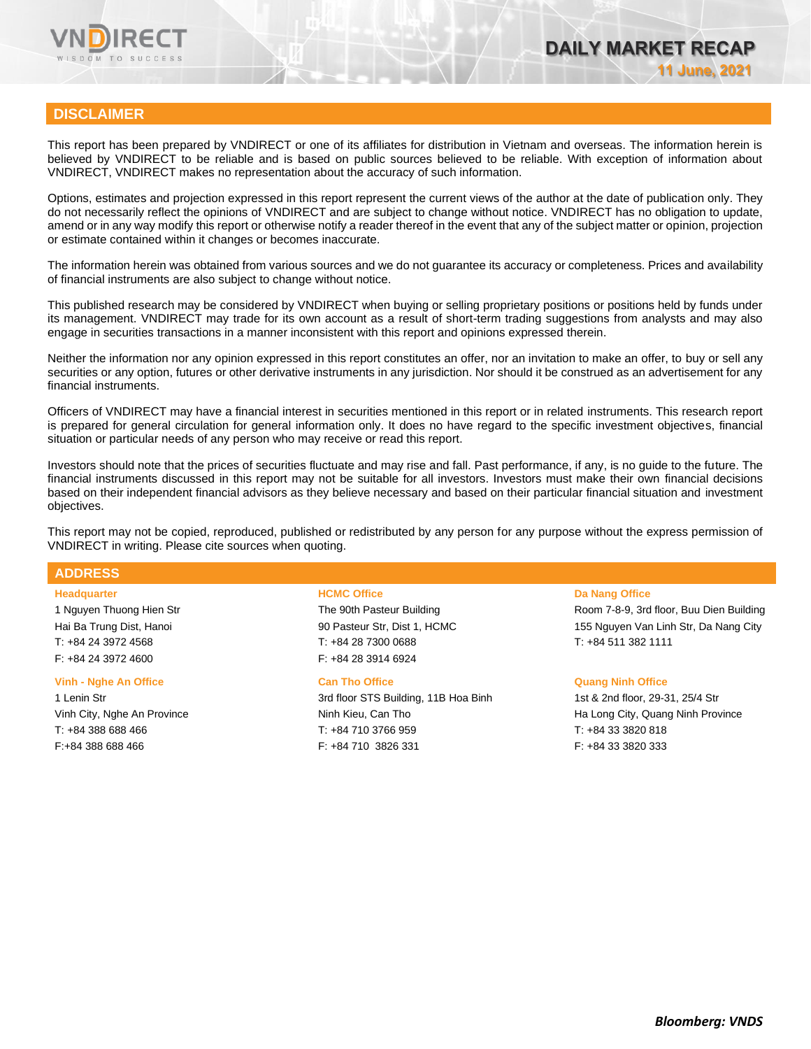## DISCLAIMER

This report has been prepared by VNDIRECT or one of its affiliates for distribution in Vietnam and overseas. The information herein is believed by VNDIRECT to be reliable and is based on public sources believed to be reliable. With exception of information about VNDIRECT, VNDIRECT makes no representation about the accuracy of such information.

Options, estimates and projection expressed in this report represent the current views of the author at the date of publication only. They do not necessarily reflect the opinions of VNDIRECT and are subject to change without notice. VNDIRECT has no obligation to update, amend or in any way modify this report or otherwise notify a reader thereof in the event that any of the subject matter or opinion, projection or estimate contained within it changes or becomes inaccurate.

The information herein was obtained from various sources and we do not guarantee its accuracy or completeness. Prices and availability of financial instruments are also subject to change without notice.

This published research may be considered by VNDIRECT when buying or selling proprietary positions or positions held by funds under its management. VNDIRECT may trade for its own account as a result of short-term trading suggestions from analysts and may also engage in securities transactions in a manner inconsistent with this report and opinions expressed therein.

Neither the information nor any opinion expressed in this report constitutes an offer, nor an invitation to make an offer, to buy or sell any securities or any option, futures or other derivative instruments in any jurisdiction. Nor should it be construed as an advertisement for any financial instruments.

Officers of VNDIRECT may have a financial interest in securities mentioned in this report or in related instruments. This research report is prepared for general circulation for general information only. It does no have regard to the specific investment objectives, financial situation or particular needs of any person who may receive or read this report.

Investors should note that the prices of securities fluctuate and may rise and fall. Past performance, if any, is no guide to the future. The financial instruments discussed in this report may not be suitable for all investors. Investors must make their own financial decisions based on their independent financial advisors as they believe necessary and based on their particular financial situation and investment objectives.

This report may not be copied, reproduced, published or redistributed by any person for any purpose without the express permission of VNDIRECT in writing. Please cite sources when quoting.

## ADDRESS

**Headquarter**
1 Nguyen Thuong Hien Str
Hai Ba Trung Dist, Hanoi
T: +84 24 3972 4568
F: +84 24 3972 4600

**HCMC Office**
The 90th Pasteur Building
90 Pasteur Str, Dist 1, HCMC
T: +84 28 7300 0688
F: +84 28 3914 6924

**Da Nang Office**
Room 7-8-9, 3rd floor, Buu Dien Building
155 Nguyen Van Linh Str, Da Nang City
T: +84 511 382 1111

**Vinh - Nghe An Office**
1 Lenin Str
Vinh City, Nghe An Province
T: +84 388 688 466
F:+84 388 688 466

**Can Tho Office**
3rd floor STS Building, 11B Hoa Binh
Ninh Kieu, Can Tho
T: +84 710 3766 959
F: +84 710 3826 331

**Quang Ninh Office**
1st & 2nd floor, 29-31, 25/4 Str
Ha Long City, Quang Ninh Province
T: +84 33 3820 818
F: +84 33 3820 333

***Bloomberg: VNDS***